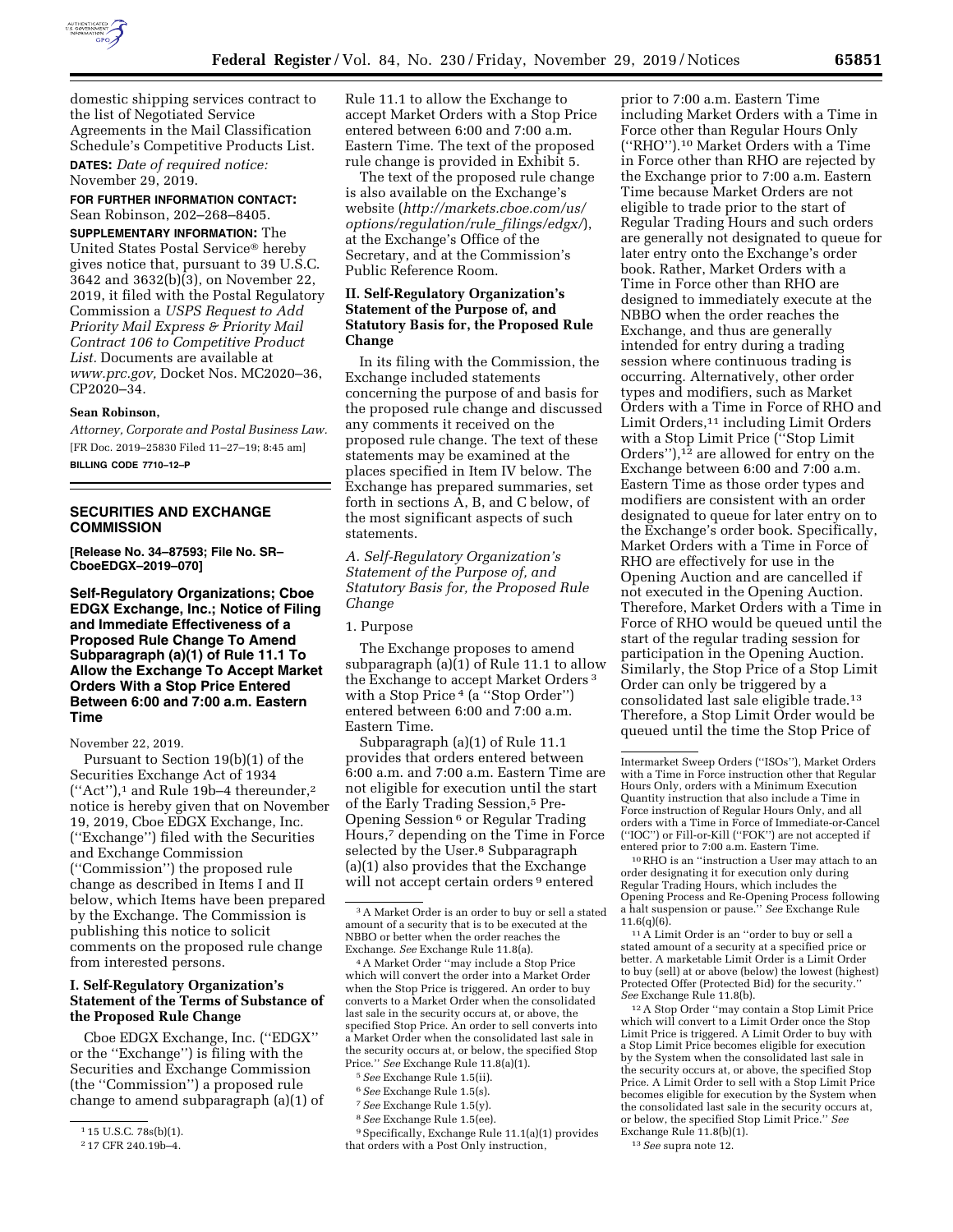domestic shipping services contract to the list of Negotiated Service Agreements in the Mail Classification Schedule's Competitive Products List.

**DATES:** *Date of required notice:* November 29, 2019.

**FOR FURTHER INFORMATION CONTACT:** Sean Robinson, 202–268–8405.

**SUPPLEMENTARY INFORMATION:** The United States Postal Service® hereby gives notice that, pursuant to 39 U.S.C. 3642 and 3632(b)(3), on November 22, 2019, it filed with the Postal Regulatory Commission a *USPS Request to Add Priority Mail Express & Priority Mail Contract 106 to Competitive Product List.* Documents are available at *www.prc.gov,* Docket Nos. MC2020–36, CP2020–34.

**Sean Robinson,**

*Attorney, Corporate and Postal Business Law.*

[FR Doc. 2019–25830 Filed 11–27–19; 8:45 am]

**BILLING CODE 7710–12–P**

## SECURITIES AND EXCHANGE COMMISSION

**[Release No. 34–87593; File No. SR–CboeEDGX–2019–070]**

## Self-Regulatory Organizations; Cboe EDGX Exchange, Inc.; Notice of Filing and Immediate Effectiveness of a Proposed Rule Change To Amend Subparagraph (a)(1) of Rule 11.1 To Allow the Exchange To Accept Market Orders With a Stop Price Entered Between 6:00 and 7:00 a.m. Eastern Time

November 22, 2019.

Pursuant to Section 19(b)(1) of the Securities Exchange Act of 1934 ("Act"),[1] and Rule 19b–4 thereunder,[2] notice is hereby given that on November 19, 2019, Cboe EDGX Exchange, Inc. ("Exchange") filed with the Securities and Exchange Commission ("Commission") the proposed rule change as described in Items I and II below, which Items have been prepared by the Exchange. The Commission is publishing this notice to solicit comments on the proposed rule change from interested persons.

### I. Self-Regulatory Organization's Statement of the Terms of Substance of the Proposed Rule Change

Cboe EDGX Exchange, Inc. ("EDGX" or the "Exchange") is filing with the Securities and Exchange Commission (the "Commission") a proposed rule change to amend subparagraph (a)(1) of Rule 11.1 to allow the Exchange to accept Market Orders with a Stop Price entered between 6:00 and 7:00 a.m. Eastern Time. The text of the proposed rule change is provided in Exhibit 5.

The text of the proposed rule change is also available on the Exchange's website (*http://markets.cboe.com/us/options/regulation/rule_filings/edgx/*), at the Exchange's Office of the Secretary, and at the Commission's Public Reference Room.

### II. Self-Regulatory Organization's Statement of the Purpose of, and Statutory Basis for, the Proposed Rule Change

In its filing with the Commission, the Exchange included statements concerning the purpose of and basis for the proposed rule change and discussed any comments it received on the proposed rule change. The text of these statements may be examined at the places specified in Item IV below. The Exchange has prepared summaries, set forth in sections A, B, and C below, of the most significant aspects of such statements.

*A. Self-Regulatory Organization's Statement of the Purpose of, and Statutory Basis for, the Proposed Rule Change*

1. Purpose

The Exchange proposes to amend subparagraph (a)(1) of Rule 11.1 to allow the Exchange to accept Market Orders[3] with a Stop Price[4] (a "Stop Order") entered between 6:00 and 7:00 a.m. Eastern Time.

Subparagraph (a)(1) of Rule 11.1 provides that orders entered between 6:00 a.m. and 7:00 a.m. Eastern Time are not eligible for execution until the start of the Early Trading Session,[5] Pre-Opening Session[6] or Regular Trading Hours,[7] depending on the Time in Force selected by the User.[8] Subparagraph (a)(1) also provides that the Exchange will not accept certain orders[9] entered prior to 7:00 a.m. Eastern Time including Market Orders with a Time in Force other than Regular Hours Only ("RHO").[10] Market Orders with a Time in Force other than RHO are rejected by the Exchange prior to 7:00 a.m. Eastern Time because Market Orders are not eligible to trade prior to the start of Regular Trading Hours and such orders are generally not designated to queue for later entry onto the Exchange's order book. Rather, Market Orders with a Time in Force other than RHO are designed to immediately execute at the NBBO when the order reaches the Exchange, and thus are generally intended for entry during a trading session where continuous trading is occurring. Alternatively, other order types and modifiers, such as Market Orders with a Time in Force of RHO and Limit Orders,[11] including Limit Orders with a Stop Limit Price ("Stop Limit Orders"),[12] are allowed for entry on the Exchange between 6:00 and 7:00 a.m. Eastern Time as those order types and modifiers are consistent with an order designated to queue for later entry on to the Exchange's order book. Specifically, Market Orders with a Time in Force of RHO are effectively for use in the Opening Auction and are cancelled if not executed in the Opening Auction. Therefore, Market Orders with a Time in Force of RHO would be queued until the start of the regular trading session for participation in the Opening Auction. Similarly, the Stop Price of a Stop Limit Order can only be triggered by a consolidated last sale eligible trade.[13] Therefore, a Stop Limit Order would be queued until the time the Stop Price of

---

[1] 15 U.S.C. 78s(b)(1).

[2] 17 CFR 240.19b–4.

[3] A Market Order is an order to buy or sell a stated amount of a security that is to be executed at the NBBO or better when the order reaches the Exchange. *See* Exchange Rule 11.8(a).

[4] A Market Order "may include a Stop Price which will convert the order into a Market Order when the Stop Price is triggered. An order to buy converts to a Market Order when the consolidated last sale in the security occurs at, or above, the specified Stop Price. An order to sell converts into a Market Order when the consolidated last sale in the security occurs at, or below, the specified Stop Price." *See* Exchange Rule 11.8(a)(1).

[5] *See* Exchange Rule 1.5(ii).

[6] *See* Exchange Rule 1.5(s).

[7] *See* Exchange Rule 1.5(y).

[8] *See* Exchange Rule 1.5(ee).

[9] Specifically, Exchange Rule 11.1(a)(1) provides that orders with a Post Only instruction, Intermarket Sweep Orders ("ISOs"), Market Orders with a Time in Force instruction other that Regular Hours Only, orders with a Minimum Execution Quantity instruction that also include a Time in Force instruction of Regular Hours Only, and all orders with a Time in Force of Immediate-or-Cancel ("IOC") or Fill-or-Kill ("FOK") are not accepted if entered prior to 7:00 a.m. Eastern Time.

[10] RHO is an "instruction a User may attach to an order designating it for execution only during Regular Trading Hours, which includes the Opening Process and Re-Opening Process following a halt suspension or pause." *See* Exchange Rule 11.6(q)(6).

[11] A Limit Order is an "order to buy or sell a stated amount of a security at a specified price or better. A marketable Limit Order is a Limit Order to buy (sell) at or above (below) the lowest (highest) Protected Offer (Protected Bid) for the security." *See* Exchange Rule 11.8(b).

[12] A Stop Order "may contain a Stop Limit Price which will convert to a Limit Order once the Stop Limit Price is triggered. A Limit Order to buy with a Stop Limit Price becomes eligible for execution by the System when the consolidated last sale in the security occurs at, or above, the specified Stop Price. A Limit Order to sell with a Stop Limit Price becomes eligible for execution by the System when the consolidated last sale in the security occurs at, or below, the specified Stop Limit Price." *See* Exchange Rule 11.8(b)(1).

[13] *See* supra note 12.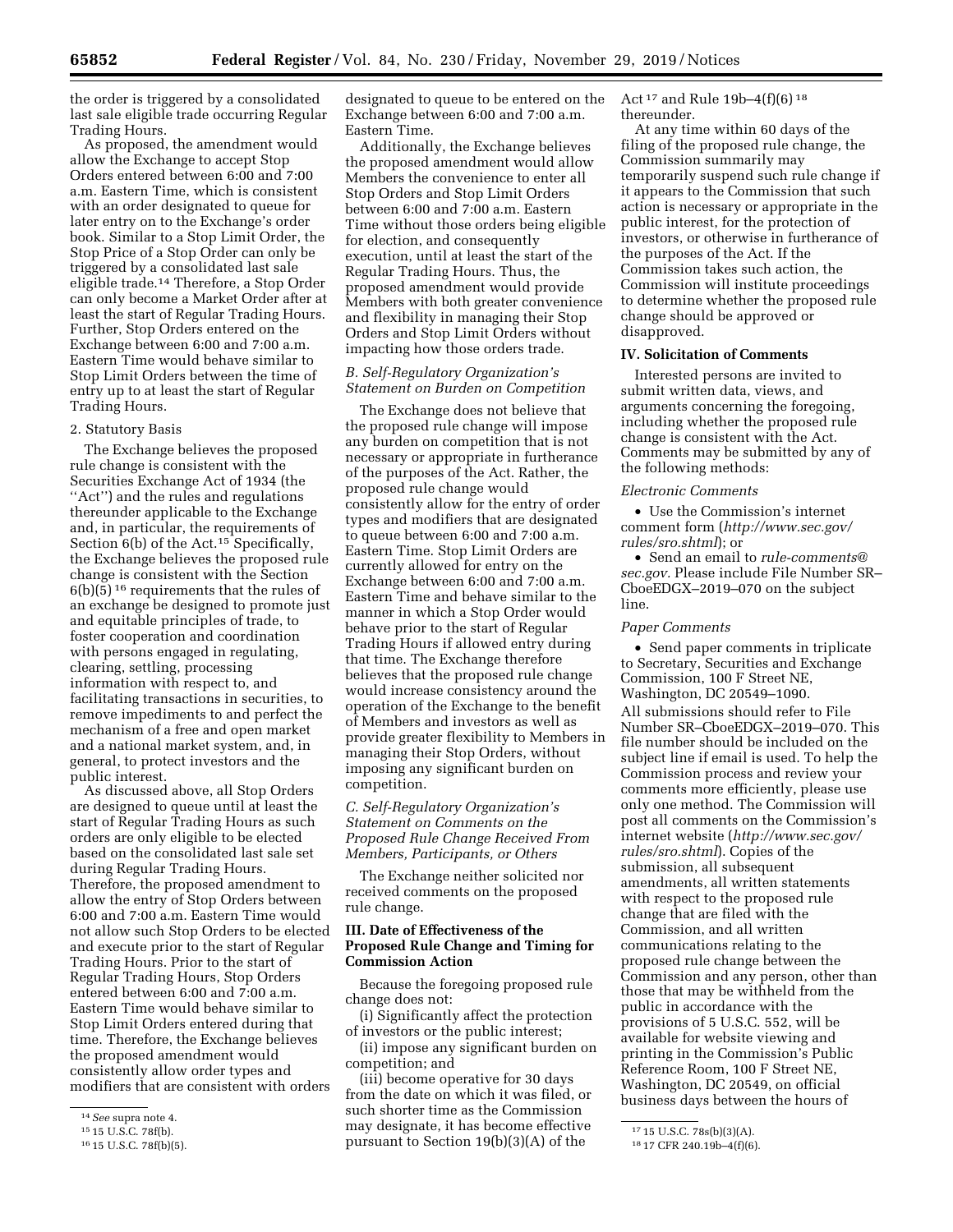the order is triggered by a consolidated last sale eligible trade occurring Regular Trading Hours.

As proposed, the amendment would allow the Exchange to accept Stop Orders entered between 6:00 and 7:00 a.m. Eastern Time, which is consistent with an order designated to queue for later entry on to the Exchange's order book. Similar to a Stop Limit Order, the Stop Price of a Stop Order can only be triggered by a consolidated last sale eligible trade.[14] Therefore, a Stop Order can only become a Market Order after at least the start of Regular Trading Hours. Further, Stop Orders entered on the Exchange between 6:00 and 7:00 a.m. Eastern Time would behave similar to Stop Limit Orders between the time of entry up to at least the start of Regular Trading Hours.

2. Statutory Basis

The Exchange believes the proposed rule change is consistent with the Securities Exchange Act of 1934 (the "Act") and the rules and regulations thereunder applicable to the Exchange and, in particular, the requirements of Section 6(b) of the Act.[15] Specifically, the Exchange believes the proposed rule change is consistent with the Section 6(b)(5)[16] requirements that the rules of an exchange be designed to promote just and equitable principles of trade, to foster cooperation and coordination with persons engaged in regulating, clearing, settling, processing information with respect to, and facilitating transactions in securities, to remove impediments to and perfect the mechanism of a free and open market and a national market system, and, in general, to protect investors and the public interest.

As discussed above, all Stop Orders are designed to queue until at least the start of Regular Trading Hours as such orders are only eligible to be elected based on the consolidated last sale set during Regular Trading Hours. Therefore, the proposed amendment to allow the entry of Stop Orders between 6:00 and 7:00 a.m. Eastern Time would not allow such Stop Orders to be elected and execute prior to the start of Regular Trading Hours. Prior to the start of Regular Trading Hours, Stop Orders entered between 6:00 and 7:00 a.m. Eastern Time would behave similar to Stop Limit Orders entered during that time. Therefore, the Exchange believes the proposed amendment would consistently allow order types and modifiers that are consistent with orders designated to queue to be entered on the Exchange between 6:00 and 7:00 a.m. Eastern Time.

Additionally, the Exchange believes the proposed amendment would allow Members the convenience to enter all Stop Orders and Stop Limit Orders between 6:00 and 7:00 a.m. Eastern Time without those orders being eligible for election, and consequently execution, until at least the start of the Regular Trading Hours. Thus, the proposed amendment would provide Members with both greater convenience and flexibility in managing their Stop Orders and Stop Limit Orders without impacting how those orders trade.

*B. Self-Regulatory Organization's Statement on Burden on Competition*

The Exchange does not believe that the proposed rule change will impose any burden on competition that is not necessary or appropriate in furtherance of the purposes of the Act. Rather, the proposed rule change would consistently allow for the entry of order types and modifiers that are designated to queue between 6:00 and 7:00 a.m. Eastern Time. Stop Limit Orders are currently allowed for entry on the Exchange between 6:00 and 7:00 a.m. Eastern Time and behave similar to the manner in which a Stop Order would behave prior to the start of Regular Trading Hours if allowed entry during that time. The Exchange therefore believes that the proposed rule change would increase consistency around the operation of the Exchange to the benefit of Members and investors as well as provide greater flexibility to Members in managing their Stop Orders, without imposing any significant burden on competition.

*C. Self-Regulatory Organization's Statement on Comments on the Proposed Rule Change Received From Members, Participants, or Others*

The Exchange neither solicited nor received comments on the proposed rule change.

**III. Date of Effectiveness of the Proposed Rule Change and Timing for Commission Action**

Because the foregoing proposed rule change does not:

(i) Significantly affect the protection of investors or the public interest;

(ii) impose any significant burden on competition; and

(iii) become operative for 30 days from the date on which it was filed, or such shorter time as the Commission may designate, it has become effective pursuant to Section 19(b)(3)(A) of the Act[17] and Rule 19b–4(f)(6)[18] thereunder.

At any time within 60 days of the filing of the proposed rule change, the Commission summarily may temporarily suspend such rule change if it appears to the Commission that such action is necessary or appropriate in the public interest, for the protection of investors, or otherwise in furtherance of the purposes of the Act. If the Commission takes such action, the Commission will institute proceedings to determine whether the proposed rule change should be approved or disapproved.

**IV. Solicitation of Comments**

Interested persons are invited to submit written data, views, and arguments concerning the foregoing, including whether the proposed rule change is consistent with the Act. Comments may be submitted by any of the following methods:

*Electronic Comments*

- Use the Commission's internet comment form (*http://www.sec.gov/rules/sro.shtml*); or
- Send an email to *rule-comments@sec.gov.* Please include File Number SR–CboeEDGX–2019–070 on the subject line.

*Paper Comments*

- Send paper comments in triplicate to Secretary, Securities and Exchange Commission, 100 F Street NE, Washington, DC 20549–1090.

All submissions should refer to File Number SR–CboeEDGX–2019–070. This file number should be included on the subject line if email is used. To help the Commission process and review your comments more efficiently, please use only one method. The Commission will post all comments on the Commission's internet website (*http://www.sec.gov/rules/sro.shtml*). Copies of the submission, all subsequent amendments, all written statements with respect to the proposed rule change that are filed with the Commission, and all written communications relating to the proposed rule change between the Commission and any person, other than those that may be withheld from the public in accordance with the provisions of 5 U.S.C. 552, will be available for website viewing and printing in the Commission's Public Reference Room, 100 F Street NE, Washington, DC 20549, on official business days between the hours of

---

[14] *See* supra note 4.

[15] 15 U.S.C. 78f(b).

[16] 15 U.S.C. 78f(b)(5).

[17] 15 U.S.C. 78s(b)(3)(A).

[18] 17 CFR 240.19b–4(f)(6).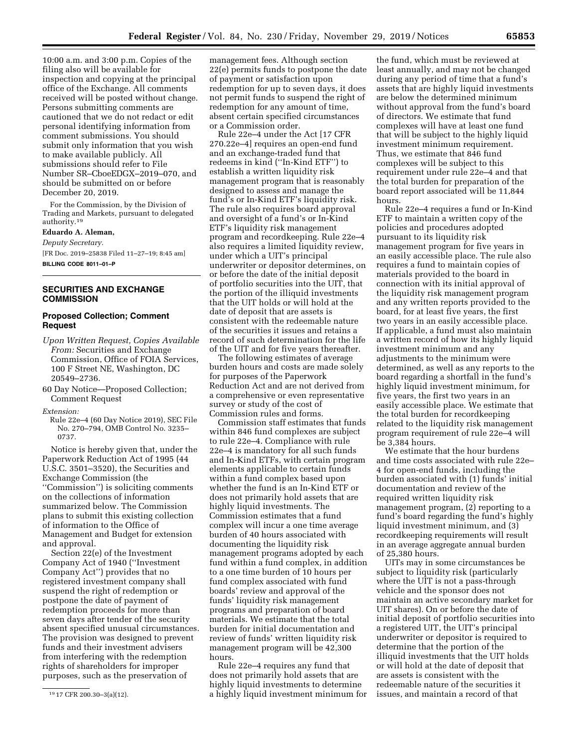10:00 a.m. and 3:00 p.m. Copies of the filing also will be available for inspection and copying at the principal office of the Exchange. All comments received will be posted without change. Persons submitting comments are cautioned that we do not redact or edit personal identifying information from comment submissions. You should submit only information that you wish to make available publicly. All submissions should refer to File Number SR–CboeEDGX–2019–070, and should be submitted on or before December 20, 2019.

For the Commission, by the Division of Trading and Markets, pursuant to delegated authority.[19]

**Eduardo A. Aleman,**

*Deputy Secretary.*

[FR Doc. 2019–25838 Filed 11–27–19; 8:45 am]

**BILLING CODE 8011–01–P**

[19] 17 CFR 200.30–3(a)(12).

## SECURITIES AND EXCHANGE COMMISSION

### Proposed Collection; Comment Request

*Upon Written Request, Copies Available From:* Securities and Exchange Commission, Office of FOIA Services, 100 F Street NE, Washington, DC 20549–2736.

60 Day Notice—Proposed Collection; Comment Request

*Extension:*

Rule 22e–4 (60 Day Notice 2019), SEC File No. 270–794, OMB Control No. 3235–0737.

Notice is hereby given that, under the Paperwork Reduction Act of 1995 (44 U.S.C. 3501–3520), the Securities and Exchange Commission (the ''Commission'') is soliciting comments on the collections of information summarized below. The Commission plans to submit this existing collection of information to the Office of Management and Budget for extension and approval.

Section 22(e) of the Investment Company Act of 1940 (''Investment Company Act'') provides that no registered investment company shall suspend the right of redemption or postpone the date of payment of redemption proceeds for more than seven days after tender of the security absent specified unusual circumstances. The provision was designed to prevent funds and their investment advisers from interfering with the redemption rights of shareholders for improper purposes, such as the preservation of management fees. Although section 22(e) permits funds to postpone the date of payment or satisfaction upon redemption for up to seven days, it does not permit funds to suspend the right of redemption for any amount of time, absent certain specified circumstances or a Commission order.

Rule 22e–4 under the Act [17 CFR 270.22e–4] requires an open-end fund and an exchange-traded fund that redeems in kind (''In-Kind ETF'') to establish a written liquidity risk management program that is reasonably designed to assess and manage the fund's or In-Kind ETF's liquidity risk. The rule also requires board approval and oversight of a fund's or In-Kind ETF's liquidity risk management program and recordkeeping. Rule 22e–4 also requires a limited liquidity review, under which a UIT's principal underwriter or depositor determines, on or before the date of the initial deposit of portfolio securities into the UIT, that the portion of the illiquid investments that the UIT holds or will hold at the date of deposit that are assets is consistent with the redeemable nature of the securities it issues and retains a record of such determination for the life of the UIT and for five years thereafter.

The following estimates of average burden hours and costs are made solely for purposes of the Paperwork Reduction Act and are not derived from a comprehensive or even representative survey or study of the cost of Commission rules and forms.

Commission staff estimates that funds within 846 fund complexes are subject to rule 22e–4. Compliance with rule 22e–4 is mandatory for all such funds and In-Kind ETFs, with certain program elements applicable to certain funds within a fund complex based upon whether the fund is an In-Kind ETF or does not primarily hold assets that are highly liquid investments. The Commission estimates that a fund complex will incur a one time average burden of 40 hours associated with documenting the liquidity risk management programs adopted by each fund within a fund complex, in addition to a one time burden of 10 hours per fund complex associated with fund boards' review and approval of the funds' liquidity risk management programs and preparation of board materials. We estimate that the total burden for initial documentation and review of funds' written liquidity risk management program will be 42,300 hours.

Rule 22e–4 requires any fund that does not primarily hold assets that are highly liquid investments to determine a highly liquid investment minimum for the fund, which must be reviewed at least annually, and may not be changed during any period of time that a fund's assets that are highly liquid investments are below the determined minimum without approval from the fund's board of directors. We estimate that fund complexes will have at least one fund that will be subject to the highly liquid investment minimum requirement. Thus, we estimate that 846 fund complexes will be subject to this requirement under rule 22e–4 and that the total burden for preparation of the board report associated will be 11,844 hours.

Rule 22e–4 requires a fund or In-Kind ETF to maintain a written copy of the policies and procedures adopted pursuant to its liquidity risk management program for five years in an easily accessible place. The rule also requires a fund to maintain copies of materials provided to the board in connection with its initial approval of the liquidity risk management program and any written reports provided to the board, for at least five years, the first two years in an easily accessible place. If applicable, a fund must also maintain a written record of how its highly liquid investment minimum and any adjustments to the minimum were determined, as well as any reports to the board regarding a shortfall in the fund's highly liquid investment minimum, for five years, the first two years in an easily accessible place. We estimate that the total burden for recordkeeping related to the liquidity risk management program requirement of rule 22e–4 will be 3,384 hours.

We estimate that the hour burdens and time costs associated with rule 22e–4 for open-end funds, including the burden associated with (1) funds' initial documentation and review of the required written liquidity risk management program, (2) reporting to a fund's board regarding the fund's highly liquid investment minimum, and (3) recordkeeping requirements will result in an average aggregate annual burden of 25,380 hours.

UITs may in some circumstances be subject to liquidity risk (particularly where the UIT is not a pass-through vehicle and the sponsor does not maintain an active secondary market for UIT shares). On or before the date of initial deposit of portfolio securities into a registered UIT, the UIT's principal underwriter or depositor is required to determine that the portion of the illiquid investments that the UIT holds or will hold at the date of deposit that are assets is consistent with the redeemable nature of the securities it issues, and maintain a record of that